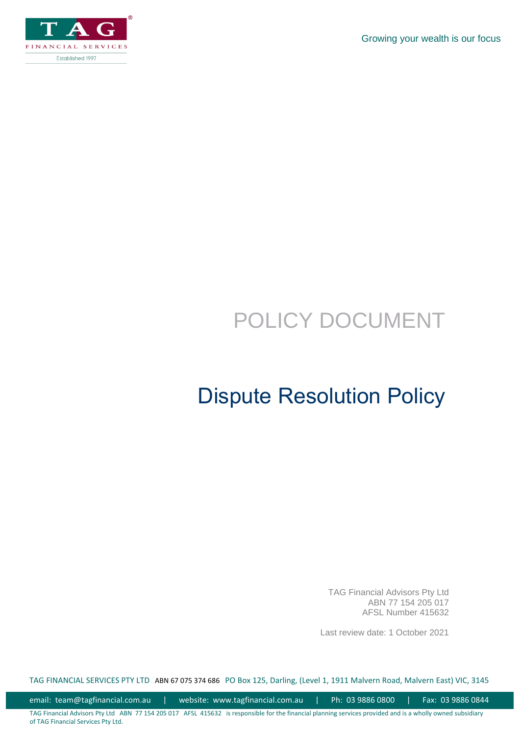Growing your wealth is our focus

# POLICY DOCUMENT

# Dispute Resolution Policy

TAG Financial Advisors Pty Ltd
ABN 77 154 205 017
AFSL Number 415632

Last review date: 1 October 2021

TAG FINANCIAL SERVICES PTY LTD ABN 67 075 374 686 PO Box 125, Darling, (Level 1, 1911 Malvern Road, Malvern East) VIC, 3145

email: team@tagfinancial.com.au | website: www.tagfinancial.com.au | Ph: 03 9886 0800 | Fax: 03 9886 0844

TAG Financial Advisors Pty Ltd ABN 77 154 205 017 AFSL 415632 is responsible for the financial planning services provided and is a wholly owned subsidiary of TAG Financial Services Pty Ltd.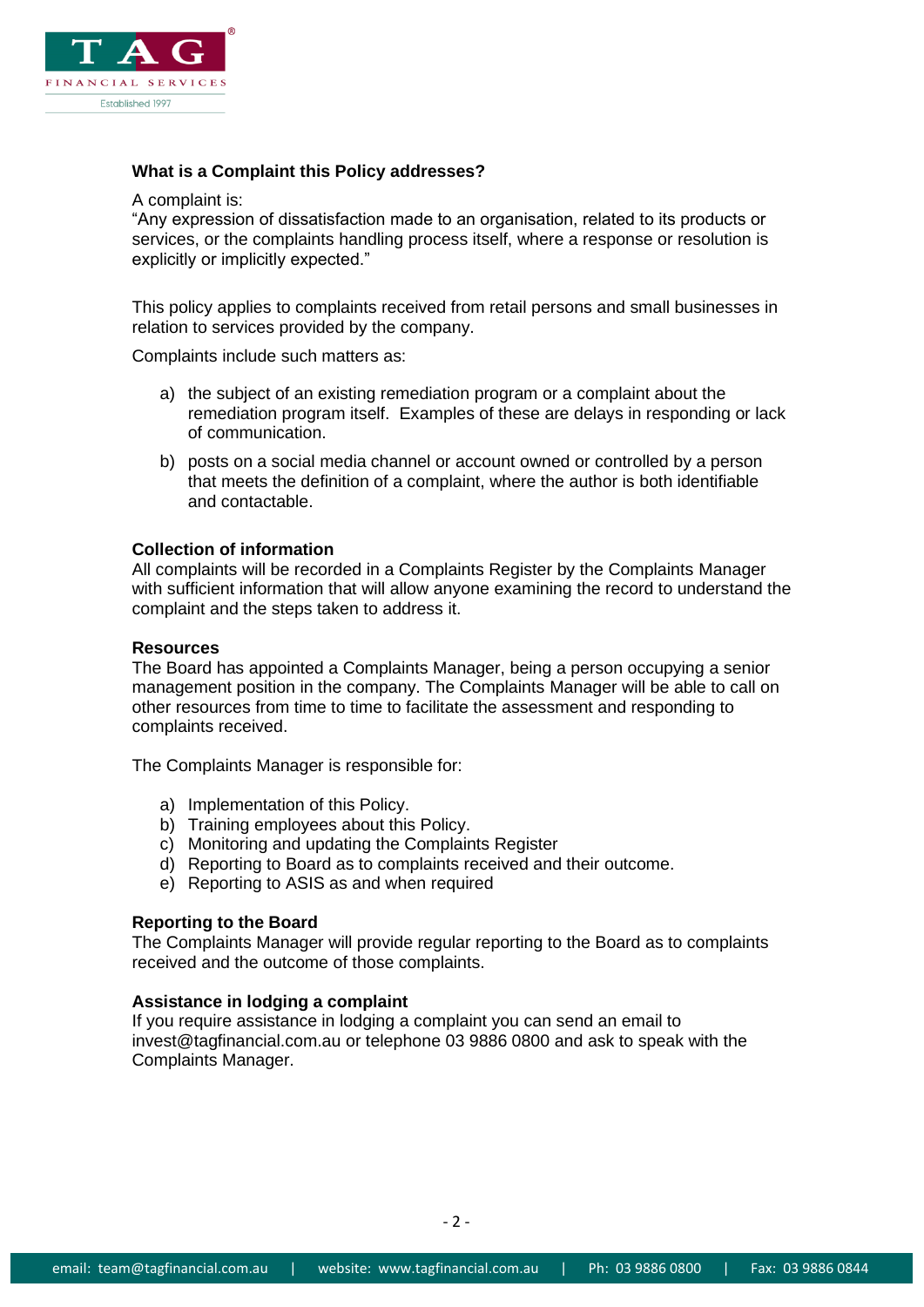**What is a Complaint this Policy addresses?**

A complaint is:
"Any expression of dissatisfaction made to an organisation, related to its products or services, or the complaints handling process itself, where a response or resolution is explicitly or implicitly expected."

This policy applies to complaints received from retail persons and small businesses in relation to services provided by the company.

Complaints include such matters as:

a) the subject of an existing remediation program or a complaint about the remediation program itself. Examples of these are delays in responding or lack of communication.

b) posts on a social media channel or account owned or controlled by a person that meets the definition of a complaint, where the author is both identifiable and contactable.

**Collection of information**
All complaints will be recorded in a Complaints Register by the Complaints Manager with sufficient information that will allow anyone examining the record to understand the complaint and the steps taken to address it.

**Resources**
The Board has appointed a Complaints Manager, being a person occupying a senior management position in the company. The Complaints Manager will be able to call on other resources from time to time to facilitate the assessment and responding to complaints received.

The Complaints Manager is responsible for:

a) Implementation of this Policy.
b) Training employees about this Policy.
c) Monitoring and updating the Complaints Register
d) Reporting to Board as to complaints received and their outcome.
e) Reporting to ASIS as and when required

**Reporting to the Board**
The Complaints Manager will provide regular reporting to the Board as to complaints received and the outcome of those complaints.

**Assistance in lodging a complaint**
If you require assistance in lodging a complaint you can send an email to invest@tagfinancial.com.au or telephone 03 9886 0800 and ask to speak with the Complaints Manager.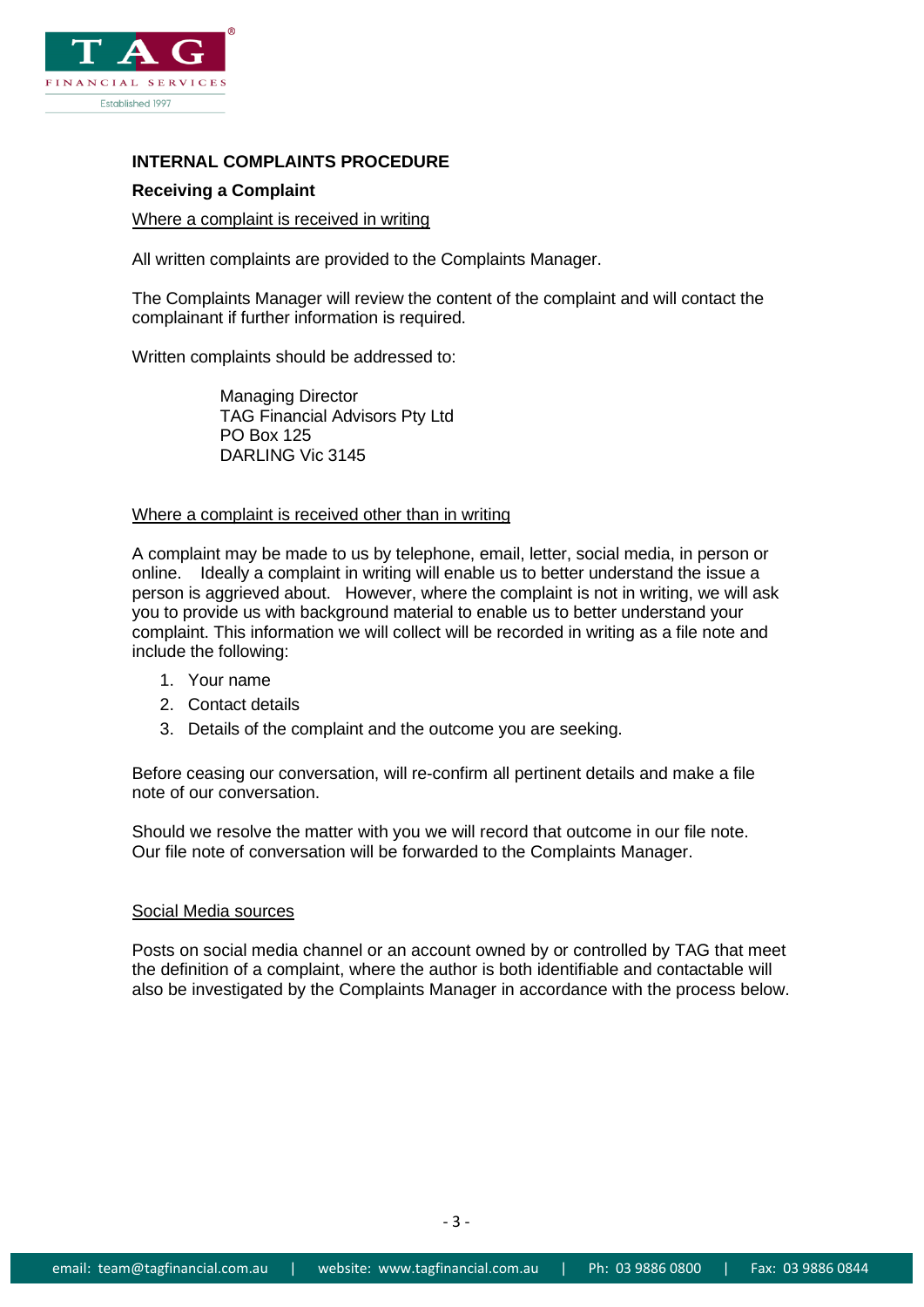## INTERNAL COMPLAINTS PROCEDURE

### Receiving a Complaint

Where a complaint is received in writing

All written complaints are provided to the Complaints Manager.

The Complaints Manager will review the content of the complaint and will contact the complainant if further information is required.

Written complaints should be addressed to:

> Managing Director
> TAG Financial Advisors Pty Ltd
> PO Box 125
> DARLING Vic 3145

Where a complaint is received other than in writing

A complaint may be made to us by telephone, email, letter, social media, in person or online. Ideally a complaint in writing will enable us to better understand the issue a person is aggrieved about. However, where the complaint is not in writing, we will ask you to provide us with background material to enable us to better understand your complaint. This information we will collect will be recorded in writing as a file note and include the following:

1. Your name
2. Contact details
3. Details of the complaint and the outcome you are seeking.

Before ceasing our conversation, will re-confirm all pertinent details and make a file note of our conversation.

Should we resolve the matter with you we will record that outcome in our file note. Our file note of conversation will be forwarded to the Complaints Manager.

Social Media sources

Posts on social media channel or an account owned by or controlled by TAG that meet the definition of a complaint, where the author is both identifiable and contactable will also be investigated by the Complaints Manager in accordance with the process below.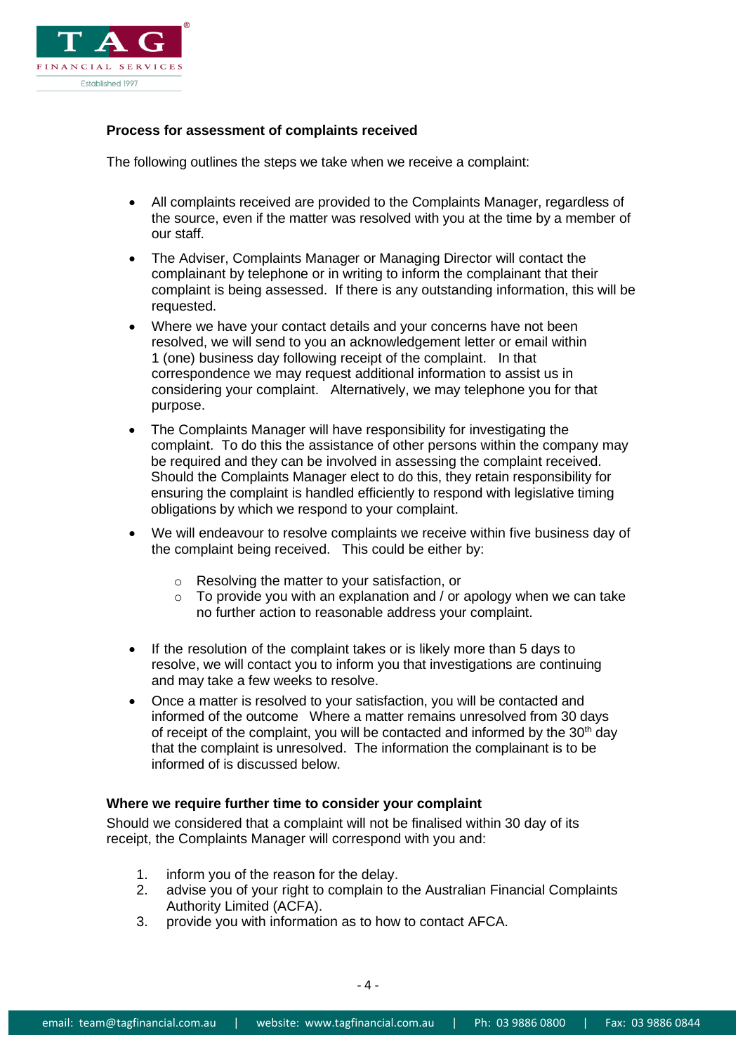**Process for assessment of complaints received**

The following outlines the steps we take when we receive a complaint:

- All complaints received are provided to the Complaints Manager, regardless of the source, even if the matter was resolved with you at the time by a member of our staff.
- The Adviser, Complaints Manager or Managing Director will contact the complainant by telephone or in writing to inform the complainant that their complaint is being assessed. If there is any outstanding information, this will be requested.
- Where we have your contact details and your concerns have not been resolved, we will send to you an acknowledgement letter or email within 1 (one) business day following receipt of the complaint. In that correspondence we may request additional information to assist us in considering your complaint. Alternatively, we may telephone you for that purpose.
- The Complaints Manager will have responsibility for investigating the complaint. To do this the assistance of other persons within the company may be required and they can be involved in assessing the complaint received. Should the Complaints Manager elect to do this, they retain responsibility for ensuring the complaint is handled efficiently to respond with legislative timing obligations by which we respond to your complaint.
- We will endeavour to resolve complaints we receive within five business day of the complaint being received. This could be either by:
    - Resolving the matter to your satisfaction, or
    - To provide you with an explanation and / or apology when we can take no further action to reasonable address your complaint.
- If the resolution of the complaint takes or is likely more than 5 days to resolve, we will contact you to inform you that investigations are continuing and may take a few weeks to resolve.
- Once a matter is resolved to your satisfaction, you will be contacted and informed of the outcome Where a matter remains unresolved from 30 days of receipt of the complaint, you will be contacted and informed by the 30th day that the complaint is unresolved. The information the complainant is to be informed of is discussed below.

**Where we require further time to consider your complaint**

Should we considered that a complaint will not be finalised within 30 day of its receipt, the Complaints Manager will correspond with you and:

1. inform you of the reason for the delay.
2. advise you of your right to complain to the Australian Financial Complaints Authority Limited (ACFA).
3. provide you with information as to how to contact AFCA.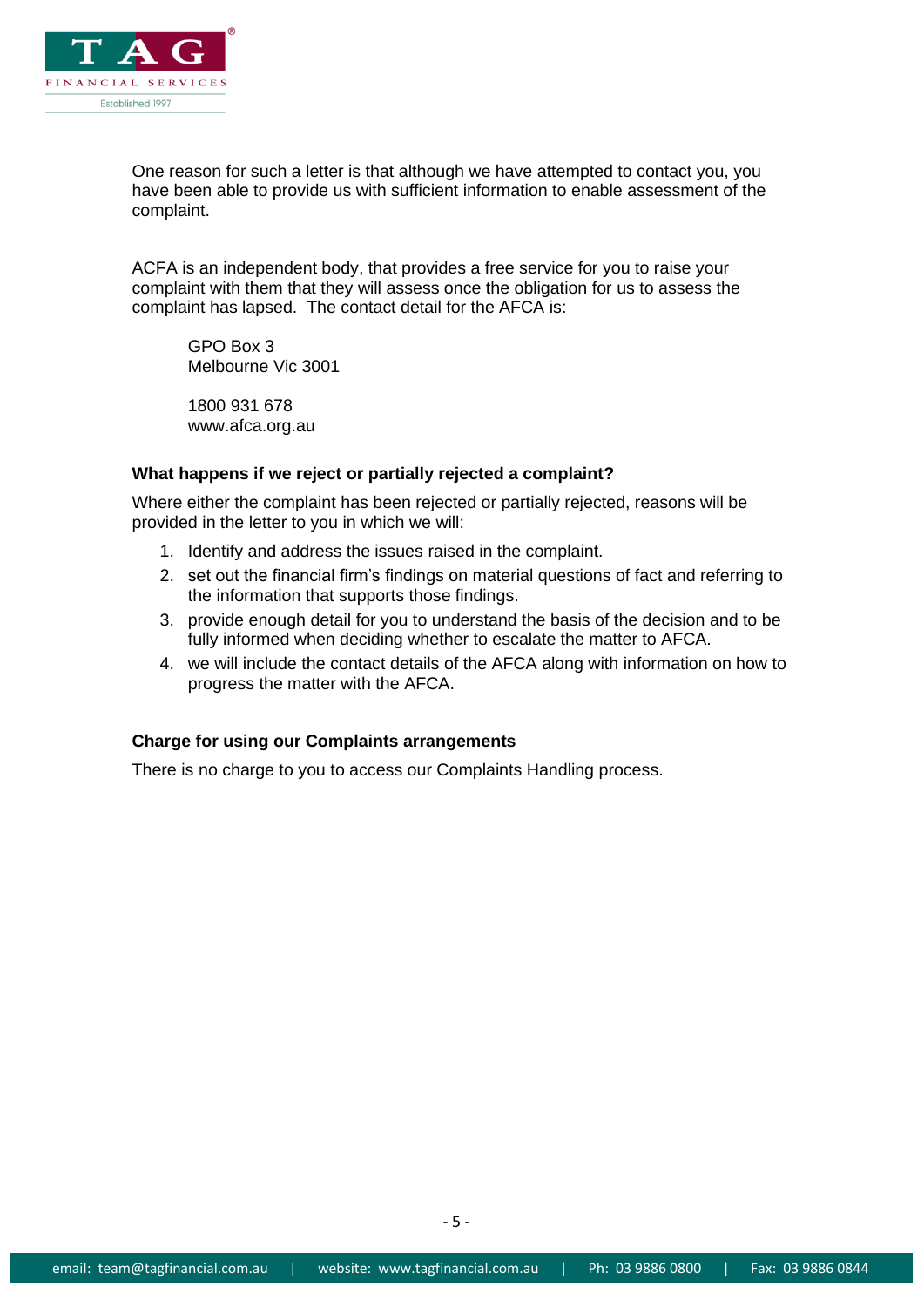One reason for such a letter is that although we have attempted to contact you, you have been able to provide us with sufficient information to enable assessment of the complaint.

ACFA is an independent body, that provides a free service for you to raise your complaint with them that they will assess once the obligation for us to assess the complaint has lapsed. The contact detail for the AFCA is:

GPO Box 3
Melbourne Vic 3001

1800 931 678
www.afca.org.au

**What happens if we reject or partially rejected a complaint?**

Where either the complaint has been rejected or partially rejected, reasons will be provided in the letter to you in which we will:

1. Identify and address the issues raised in the complaint.
2. set out the financial firm's findings on material questions of fact and referring to the information that supports those findings.
3. provide enough detail for you to understand the basis of the decision and to be fully informed when deciding whether to escalate the matter to AFCA.
4. we will include the contact details of the AFCA along with information on how to progress the matter with the AFCA.

**Charge for using our Complaints arrangements**

There is no charge to you to access our Complaints Handling process.